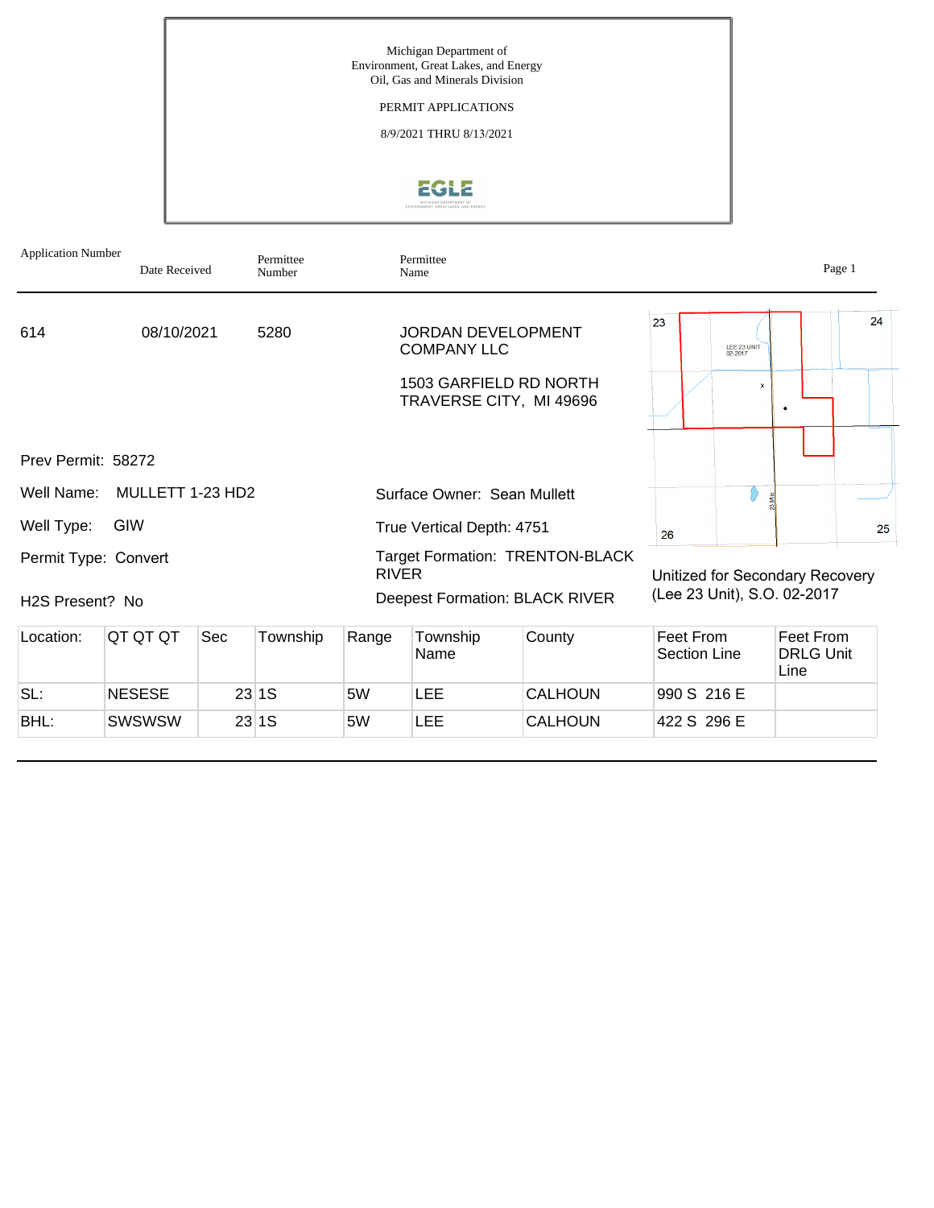Michigan Department of
Environment, Great Lakes, and Energy
Oil, Gas and Minerals Division

PERMIT APPLICATIONS

8/9/2021 THRU 8/13/2021

| Application Number | Date Received | Permittee Number | Permittee Name |
|---|---|---|---|
| 614 | 08/10/2021 | 5280 | JORDAN DEVELOPMENT COMPANY LLC<br>1503 GARFIELD RD NORTH<br>TRAVERSE CITY, MI 49696 |

Prev Permit: 58272

Well Name: MULLETT 1-23 HD2

Well Type: GIW

Permit Type: Convert

H2S Present? No

Surface Owner: Sean Mullett

True Vertical Depth: 4751

Target Formation: TRENTON-BLACK RIVER

Deepest Formation: BLACK RIVER

Unitized for Secondary Recovery (Lee 23 Unit), S.O. 02-2017

| Location: | QT QT QT | Sec | Township | Range | Township Name | County | Feet From Section Line | Feet From DRLG Unit Line |
|---|---|---|---|---|---|---|---|---|
| SL: | NESESE | 23 | 1S | 5W | LEE | CALHOUN | 990 S 216 E | |
| BHL: | SWSWSW | 23 | 1S | 5W | LEE | CALHOUN | 422 S 296 E | |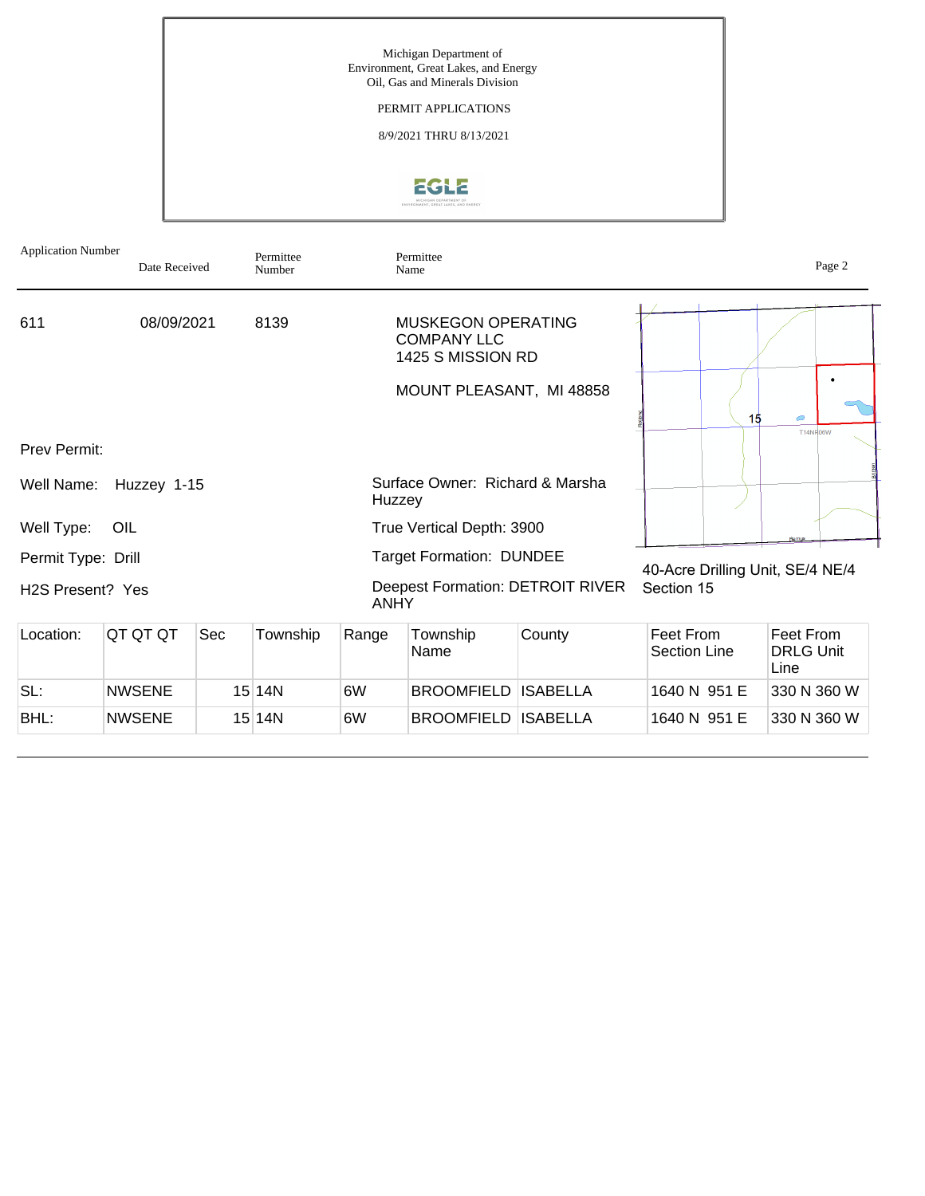Michigan Department of
Environment, Great Lakes, and Energy
Oil, Gas and Minerals Division

PERMIT APPLICATIONS

8/9/2021 THRU 8/13/2021

| Application Number | Date Received | Permittee Number | Permittee Name |
|---|---|---|---|
| 611 | 08/09/2021 | 8139 | MUSKEGON OPERATING COMPANY LLC<br>1425 S MISSION RD<br><br>MOUNT PLEASANT, MI 48858 |

Prev Permit:

Well Name: Huzzey 1-15

Well Type: OIL

Permit Type: Drill

H2S Present? Yes

Surface Owner: Richard & Marsha Huzzey

True Vertical Depth: 3900

Target Formation: DUNDEE

Deepest Formation: DETROIT RIVER ANHY

40-Acre Drilling Unit, SE/4 NE/4 Section 15

| Location: | QT QT QT | Sec | Township | Range | Township Name | County | Feet From Section Line | Feet From DRLG Unit Line |
|---|---|---|---|---|---|---|---|---|
| SL: | NWSENE | 15 | 14N | 6W | BROOMFIELD | ISABELLA | 1640 N 951 E | 330 N 360 W |
| BHL: | NWSENE | 15 | 14N | 6W | BROOMFIELD | ISABELLA | 1640 N 951 E | 330 N 360 W |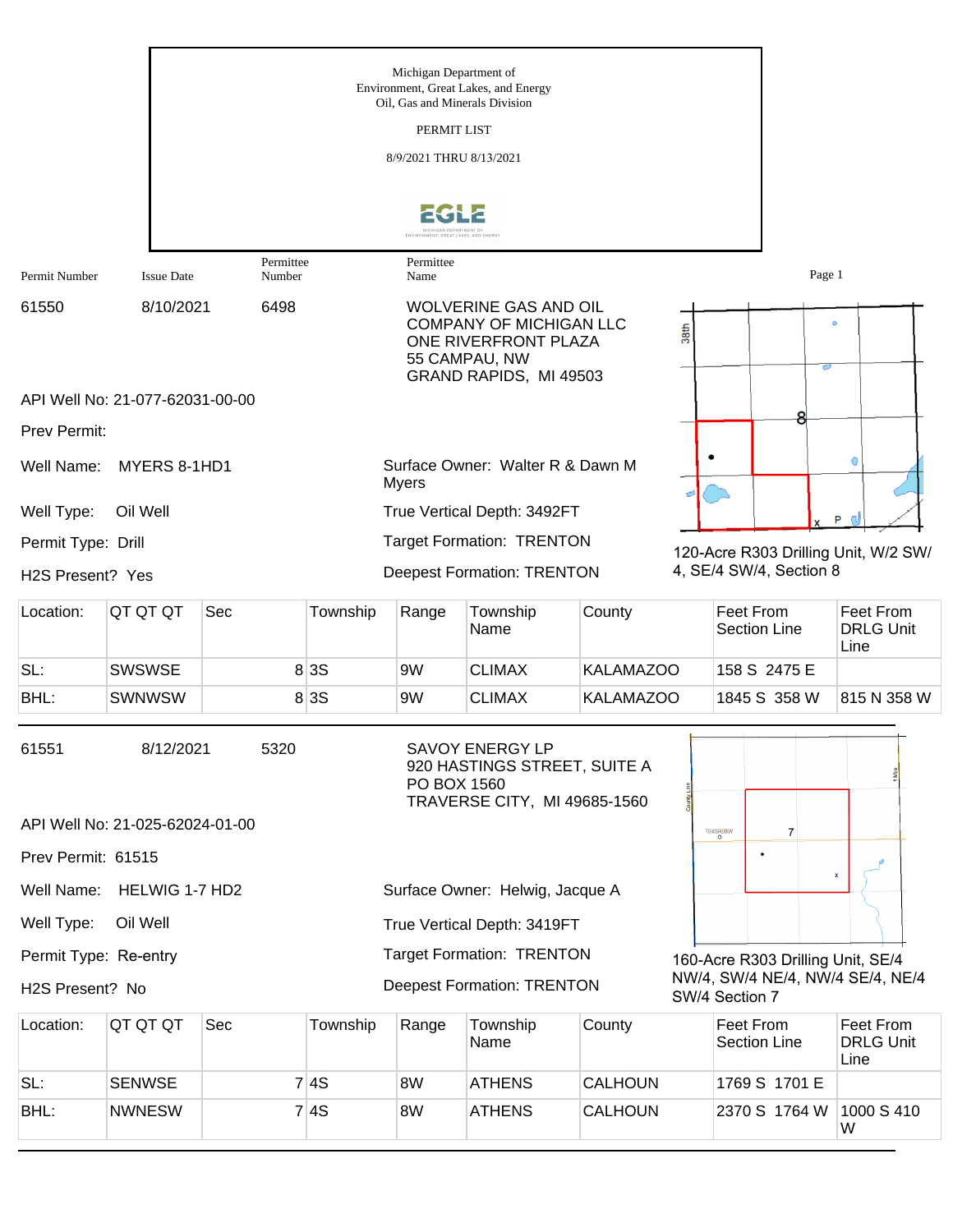Michigan Department of
Environment, Great Lakes, and Energy
Oil, Gas and Minerals Division

PERMIT LIST

8/9/2021 THRU 8/13/2021

| Permit Number | Issue Date | Permittee Number | Permittee Name |
|---|---|---|---|
| 61550 | 8/10/2021 | 6498 | WOLVERINE GAS AND OIL COMPANY OF MICHIGAN LLC<br>ONE RIVERFRONT PLAZA<br>55 CAMPAU, NW<br>GRAND RAPIDS, MI 49503 |

API Well No: 21-077-62031-00-00

Prev Permit:

Well Name: MYERS 8-1HD1

Well Type: Oil Well

Permit Type: Drill

H2S Present? Yes

Surface Owner: Walter R & Dawn M Myers

True Vertical Depth: 3492FT

Target Formation: TRENTON

Deepest Formation: TRENTON

120-Acre R303 Drilling Unit, W/2 SW/4, SE/4 SW/4, Section 8

| Location: | QT QT QT | Sec | Township | Range | Township Name | County | Feet From Section Line | Feet From DRLG Unit Line |
|---|---|---|---|---|---|---|---|---|
| SL: | SWSWSE | 8 | 3S | 9W | CLIMAX | KALAMAZOO | 158 S 2475 E | |
| BHL: | SWNWSW | 8 | 3S | 9W | CLIMAX | KALAMAZOO | 1845 S 358 W | 815 N 358 W |

---

| Permit Number | Issue Date | Permittee Number | Permittee Name |
|---|---|---|---|
| 61551 | 8/12/2021 | 5320 | SAVOY ENERGY LP<br>920 HASTINGS STREET, SUITE A<br>PO BOX 1560<br>TRAVERSE CITY, MI 49685-1560 |

API Well No: 21-025-62024-01-00

Prev Permit: 61515

Well Name: HELWIG 1-7 HD2

Well Type: Oil Well

Permit Type: Re-entry

H2S Present? No

Surface Owner: Helwig, Jacque A

True Vertical Depth: 3419FT

Target Formation: TRENTON

Deepest Formation: TRENTON

160-Acre R303 Drilling Unit, SE/4 NW/4, SW/4 NE/4, NW/4 SE/4, NE/4 SW/4 Section 7

| Location: | QT QT QT | Sec | Township | Range | Township Name | County | Feet From Section Line | Feet From DRLG Unit Line |
|---|---|---|---|---|---|---|---|---|
| SL: | SENWSE | 7 | 4S | 8W | ATHENS | CALHOUN | 1769 S 1701 E | |
| BHL: | NWNESW | 7 | 4S | 8W | ATHENS | CALHOUN | 2370 S 1764 W | 1000 S 410 W |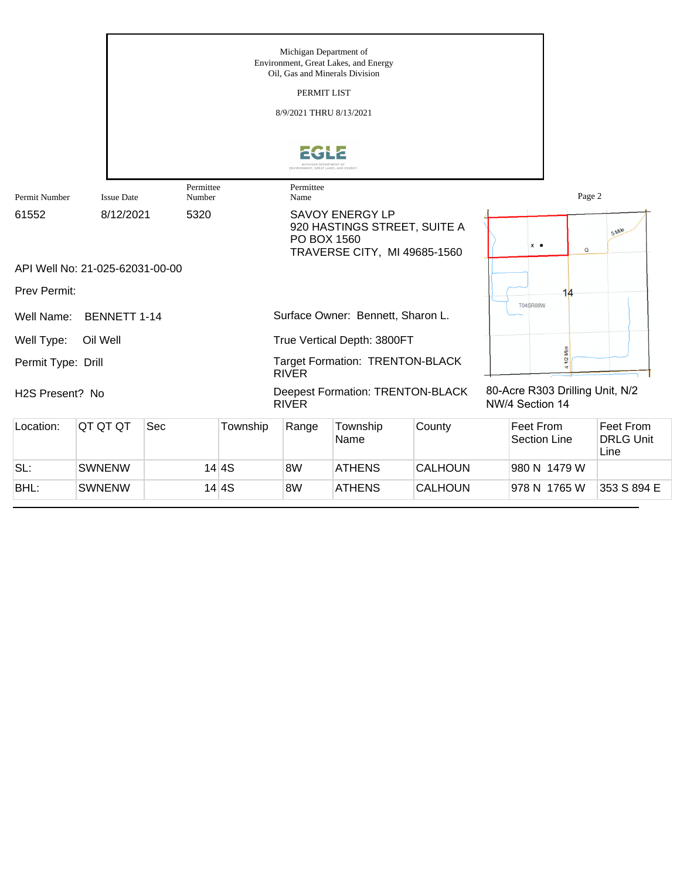Michigan Department of
Environment, Great Lakes, and Energy
Oil, Gas and Minerals Division

PERMIT LIST

8/9/2021 THRU 8/13/2021

| Permit Number | Issue Date | Permittee Number | Permittee Name |
|---|---|---|---|
| 61552 | 8/12/2021 | 5320 | SAVOY ENERGY LP<br>920 HASTINGS STREET, SUITE A<br>PO BOX 1560<br>TRAVERSE CITY, MI 49685-1560 |

API Well No: 21-025-62031-00-00

Prev Permit:

Well Name: BENNETT 1-14

Surface Owner: Bennett, Sharon L.

Well Type: Oil Well

True Vertical Depth: 3800FT

Permit Type: Drill

Target Formation: TRENTON-BLACK RIVER

H2S Present? No

Deepest Formation: TRENTON-BLACK RIVER

80-Acre R303 Drilling Unit, N/2 NW/4 Section 14

| Location: | QT QT QT | Sec | Township | Range | Township Name | County | Feet From Section Line | Feet From DRLG Unit Line |
|---|---|---|---|---|---|---|---|---|
| SL: | SWNENW | 14 | 4S | 8W | ATHENS | CALHOUN | 980 N 1479 W | |
| BHL: | SWNENW | 14 | 4S | 8W | ATHENS | CALHOUN | 978 N 1765 W | 353 S 894 E |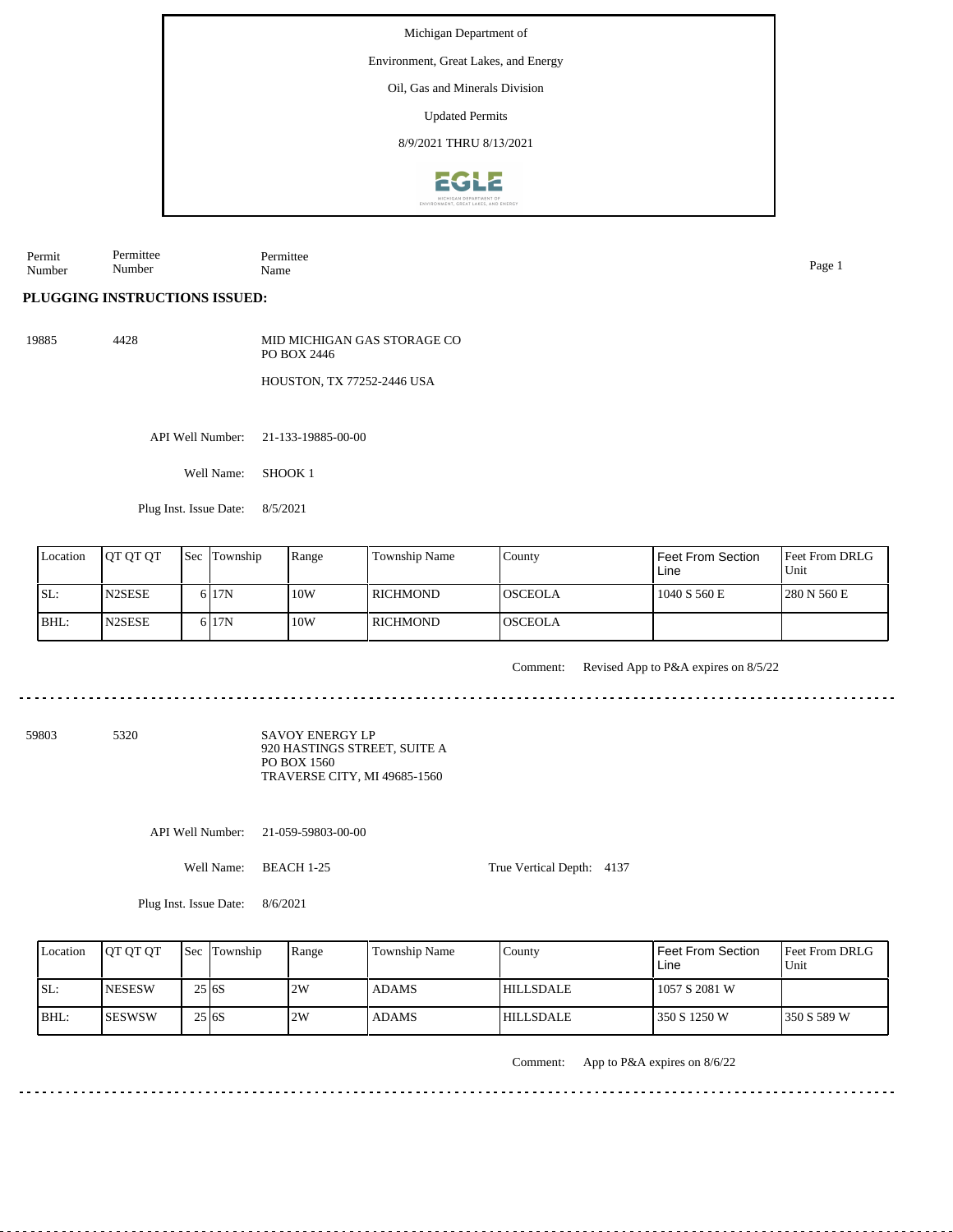Michigan Department of

Environment, Great Lakes, and Energy

Oil, Gas and Minerals Division

Updated Permits

8/9/2021 THRU 8/13/2021

| Permit Number | Permittee Number | Permittee Name |
|---|---|---|

**PLUGGING INSTRUCTIONS ISSUED:**

19885 4428 MID MICHIGAN GAS STORAGE CO
PO BOX 2446
HOUSTON, TX 77252-2446 USA

API Well Number: 21-133-19885-00-00

Well Name: SHOOK 1

Plug Inst. Issue Date: 8/5/2021

| Location | QT QT QT | Sec | Township | Range | Township Name | County | Feet From Section Line | Feet From DRLG Unit |
|---|---|---|---|---|---|---|---|---|
| SL: | N2SESE | 6 | 17N | 10W | RICHMOND | OSCEOLA | 1040 S 560 E | 280 N 560 E |
| BHL: | N2SESE | 6 | 17N | 10W | RICHMOND | OSCEOLA | | |

Comment: Revised App to P&A expires on 8/5/22

---

59803 5320 SAVOY ENERGY LP
920 HASTINGS STREET, SUITE A
PO BOX 1560
TRAVERSE CITY, MI 49685-1560

API Well Number: 21-059-59803-00-00

Well Name: BEACH 1-25

True Vertical Depth: 4137

Plug Inst. Issue Date: 8/6/2021

| Location | QT QT QT | Sec | Township | Range | Township Name | County | Feet From Section Line | Feet From DRLG Unit |
|---|---|---|---|---|---|---|---|---|
| SL: | NESESW | 25 | 6S | 2W | ADAMS | HILLSDALE | 1057 S 2081 W | |
| BHL: | SESWSW | 25 | 6S | 2W | ADAMS | HILLSDALE | 350 S 1250 W | 350 S 589 W |

Comment: App to P&A expires on 8/6/22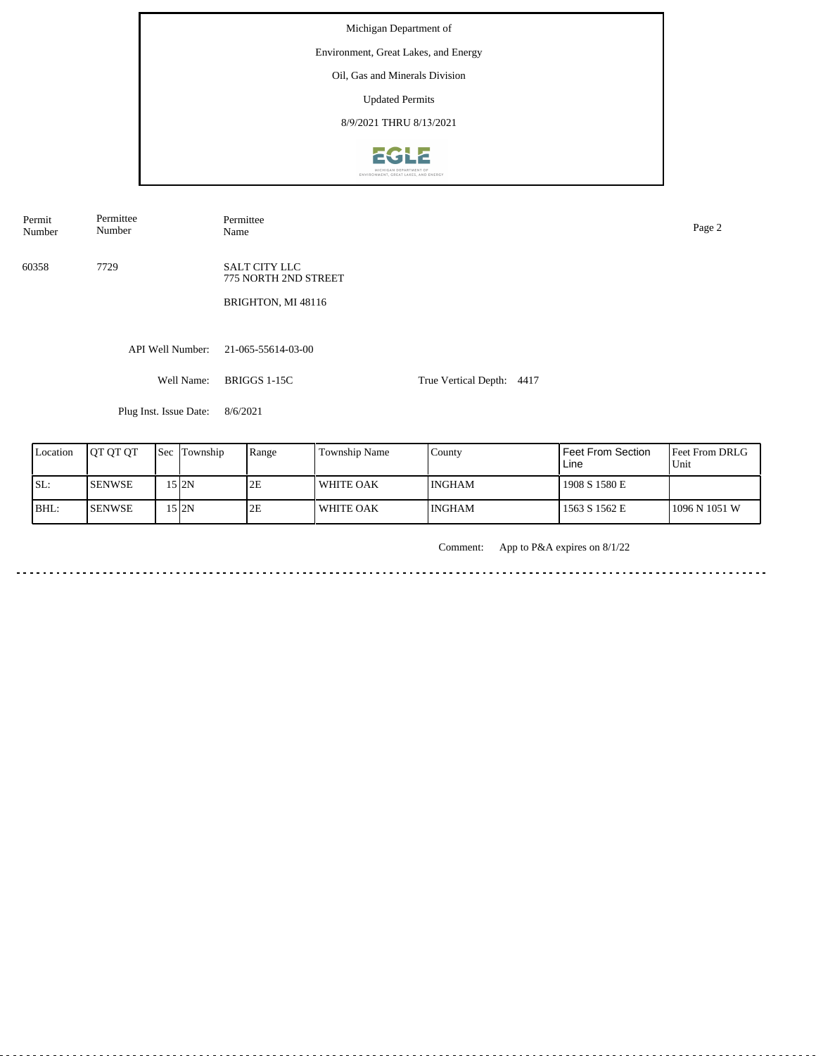Michigan Department of

Environment, Great Lakes, and Energy

Oil, Gas and Minerals Division

Updated Permits

8/9/2021 THRU 8/13/2021

| Permit Number | Permittee Number | Permittee Name |
|---|---|---|
| 60358 | 7729 | SALT CITY LLC<br>775 NORTH 2ND STREET<br><br>BRIGHTON, MI 48116 |

API Well Number: 21-065-55614-03-00

Well Name: BRIGGS 1-15C

True Vertical Depth: 4417

Plug Inst. Issue Date: 8/6/2021

| Location | QT QT QT | Sec | Township | Range | Township Name | County | Feet From Section Line | Feet From DRLG Unit |
|---|---|---|---|---|---|---|---|---|
| SL: | SENWSE | 15 | 2N | 2E | WHITE OAK | INGHAM | 1908 S 1580 E | |
| BHL: | SENWSE | 15 | 2N | 2E | WHITE OAK | INGHAM | 1563 S 1562 E | 1096 N 1051 W |

Comment: App to P&A expires on 8/1/22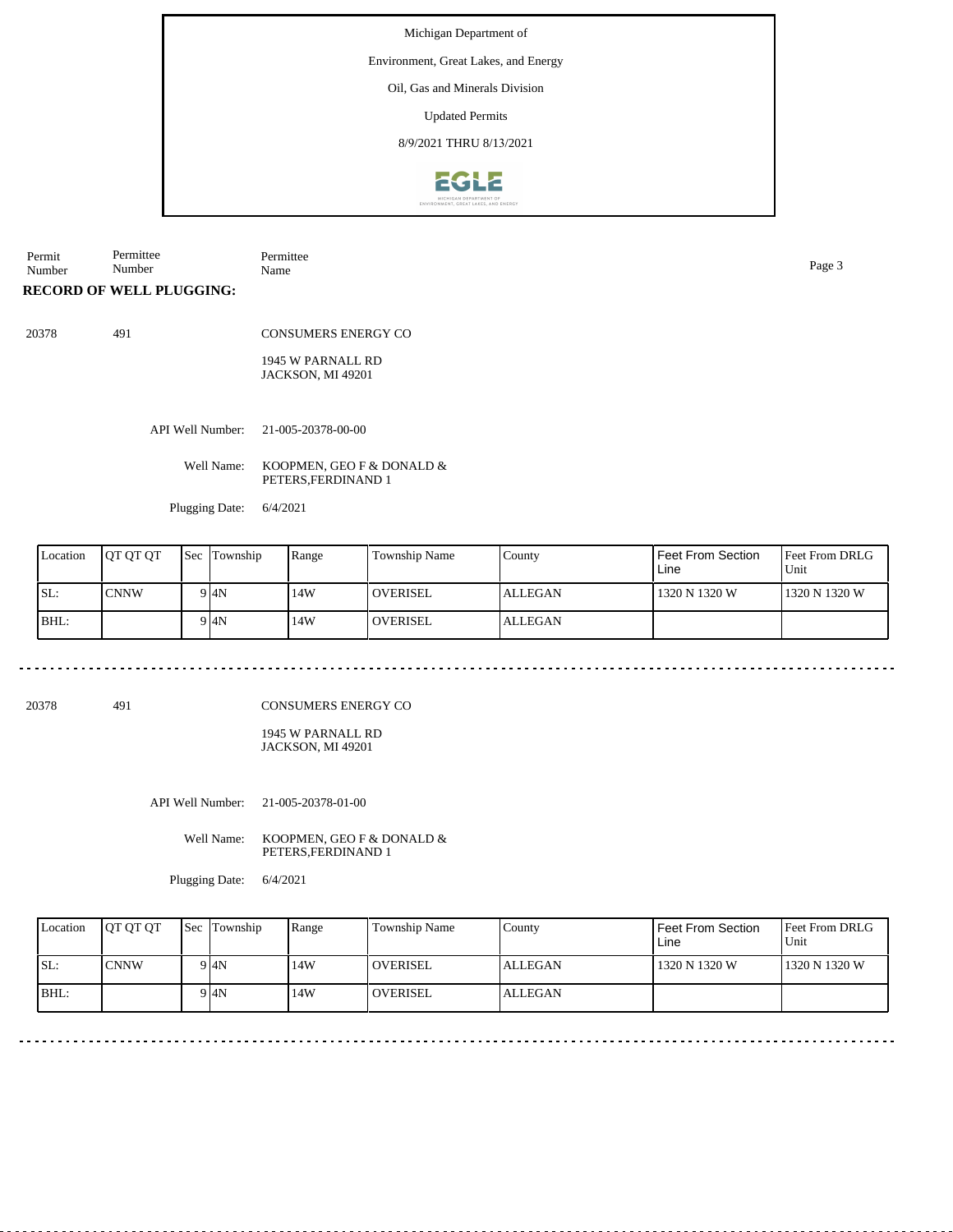Michigan Department of

Environment, Great Lakes, and Energy

Oil, Gas and Minerals Division

Updated Permits

8/9/2021 THRU 8/13/2021

| Permit Number | Permittee Number | Permittee Name |
|---|---|---|

**RECORD OF WELL PLUGGING:**

20378 491 CONSUMERS ENERGY CO

1945 W PARNALL RD
JACKSON, MI 49201

API Well Number: 21-005-20378-00-00

Well Name: KOOPMEN, GEO F & DONALD & PETERS,FERDINAND 1

Plugging Date: 6/4/2021

| Location | QT QT QT | Sec | Township | Range | Township Name | County | Feet From Section Line | Feet From DRLG Unit |
|---|---|---|---|---|---|---|---|---|
| SL: | CNNW | 9 | 4N | 14W | OVERISEL | ALLEGAN | 1320 N 1320 W | 1320 N 1320 W |
| BHL: | | 9 | 4N | 14W | OVERISEL | ALLEGAN | | |

---

20378 491 CONSUMERS ENERGY CO

1945 W PARNALL RD
JACKSON, MI 49201

API Well Number: 21-005-20378-01-00

Well Name: KOOPMEN, GEO F & DONALD & PETERS,FERDINAND 1

Plugging Date: 6/4/2021

| Location | QT QT QT | Sec | Township | Range | Township Name | County | Feet From Section Line | Feet From DRLG Unit |
|---|---|---|---|---|---|---|---|---|
| SL: | CNNW | 9 | 4N | 14W | OVERISEL | ALLEGAN | 1320 N 1320 W | 1320 N 1320 W |
| BHL: | | 9 | 4N | 14W | OVERISEL | ALLEGAN | | |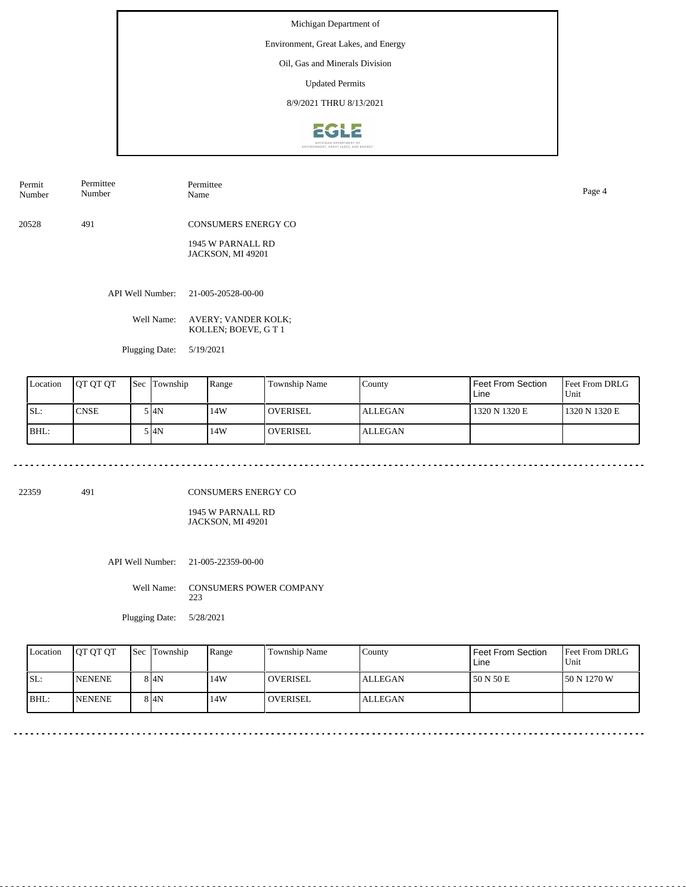Michigan Department of

Environment, Great Lakes, and Energy

Oil, Gas and Minerals Division

Updated Permits

8/9/2021 THRU 8/13/2021

| Permit Number | Permittee Number | Permittee Name |
|---|---|---|

20528 491 CONSUMERS ENERGY CO

1945 W PARNALL RD
JACKSON, MI 49201

API Well Number: 21-005-20528-00-00

Well Name: AVERY; VANDER KOLK; KOLLEN; BOEVE, G T 1

Plugging Date: 5/19/2021

| Location | QT QT QT | Sec | Township | Range | Township Name | County | Feet From Section Line | Feet From DRLG Unit |
|---|---|---|---|---|---|---|---|---|
| SL: | CNSE | 5 | 4N | 14W | OVERISEL | ALLEGAN | 1320 N 1320 E | 1320 N 1320 E |
| BHL: | | 5 | 4N | 14W | OVERISEL | ALLEGAN | | |

---

22359 491 CONSUMERS ENERGY CO

1945 W PARNALL RD
JACKSON, MI 49201

API Well Number: 21-005-22359-00-00

Well Name: CONSUMERS POWER COMPANY 223

Plugging Date: 5/28/2021

| Location | QT QT QT | Sec | Township | Range | Township Name | County | Feet From Section Line | Feet From DRLG Unit |
|---|---|---|---|---|---|---|---|---|
| SL: | NENENE | 8 | 4N | 14W | OVERISEL | ALLEGAN | 50 N 50 E | 50 N 1270 W |
| BHL: | NENENE | 8 | 4N | 14W | OVERISEL | ALLEGAN | | |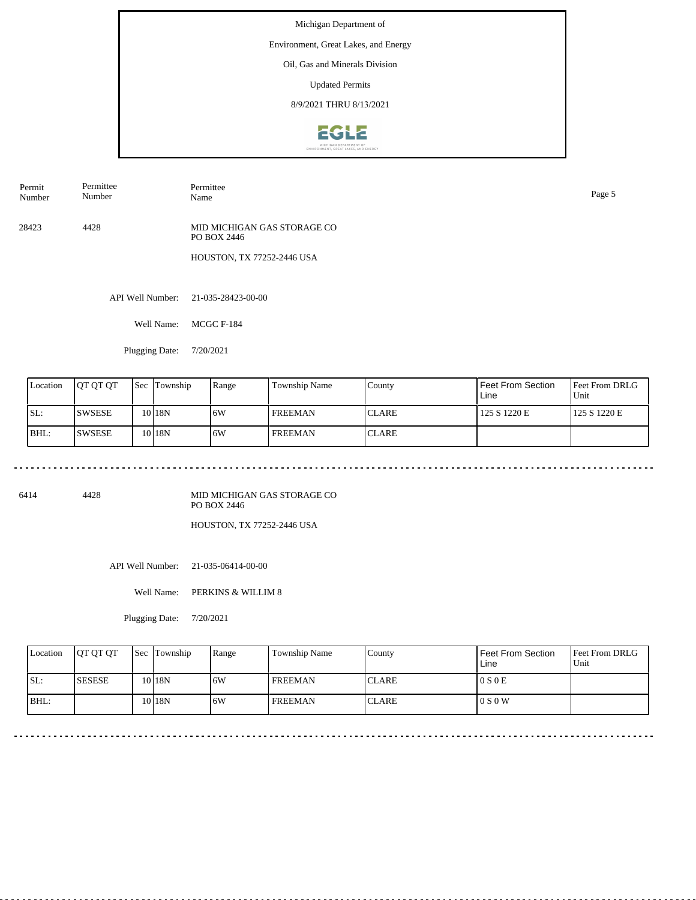Michigan Department of

Environment, Great Lakes, and Energy

Oil, Gas and Minerals Division

Updated Permits

8/9/2021 THRU 8/13/2021

| Permit Number | Permittee Number | Permittee Name |
|---|---|---|
| 28423 | 4428 | MID MICHIGAN GAS STORAGE CO<br>PO BOX 2446<br>HOUSTON, TX 77252-2446 USA |

API Well Number: 21-035-28423-00-00

Well Name: MCGC F-184

Plugging Date: 7/20/2021

| Location | QT QT QT | Sec | Township | Range | Township Name | County | Feet From Section Line | Feet From DRLG Unit |
|---|---|---|---|---|---|---|---|---|
| SL: | SWSESE | 10 | 18N | 6W | FREEMAN | CLARE | 125 S 1220 E | 125 S 1220 E |
| BHL: | SWSESE | 10 | 18N | 6W | FREEMAN | CLARE | | |

---

| Permit Number | Permittee Number | Permittee Name |
|---|---|---|
| 6414 | 4428 | MID MICHIGAN GAS STORAGE CO<br>PO BOX 2446<br>HOUSTON, TX 77252-2446 USA |

API Well Number: 21-035-06414-00-00

Well Name: PERKINS & WILLIM 8

Plugging Date: 7/20/2021

| Location | QT QT QT | Sec | Township | Range | Township Name | County | Feet From Section Line | Feet From DRLG Unit |
|---|---|---|---|---|---|---|---|---|
| SL: | SESESE | 10 | 18N | 6W | FREEMAN | CLARE | 0 S 0 E | |
| BHL: | | 10 | 18N | 6W | FREEMAN | CLARE | 0 S 0 W | |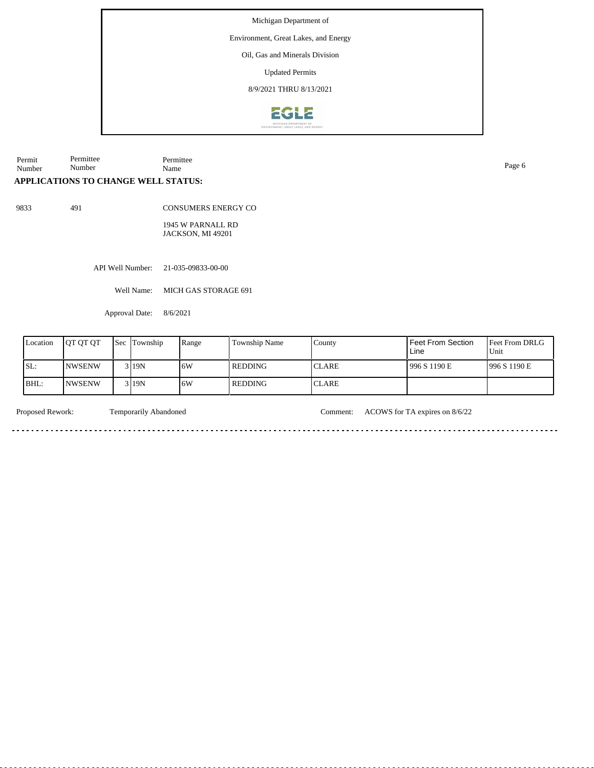Michigan Department of

Environment, Great Lakes, and Energy

Oil, Gas and Minerals Division

Updated Permits

8/9/2021 THRU 8/13/2021

| Permit Number | Permittee Number | Permittee Name |
|---|---|---|

## APPLICATIONS TO CHANGE WELL STATUS:

9833 491 CONSUMERS ENERGY CO

1945 W PARNALL RD
JACKSON, MI 49201

API Well Number: 21-035-09833-00-00

Well Name: MICH GAS STORAGE 691

Approval Date: 8/6/2021

| Location | QT QT QT | Sec | Township | Range | Township Name | County | Feet From Section Line | Feet From DRLG Unit |
|---|---|---|---|---|---|---|---|---|
| SL: | NWSENW | 3 | 19N | 6W | REDDING | CLARE | 996 S 1190 E | 996 S 1190 E |
| BHL: | NWSENW | 3 | 19N | 6W | REDDING | CLARE | | |

Proposed Rework: Temporarily Abandoned

Comment: ACOWS for TA expires on 8/6/22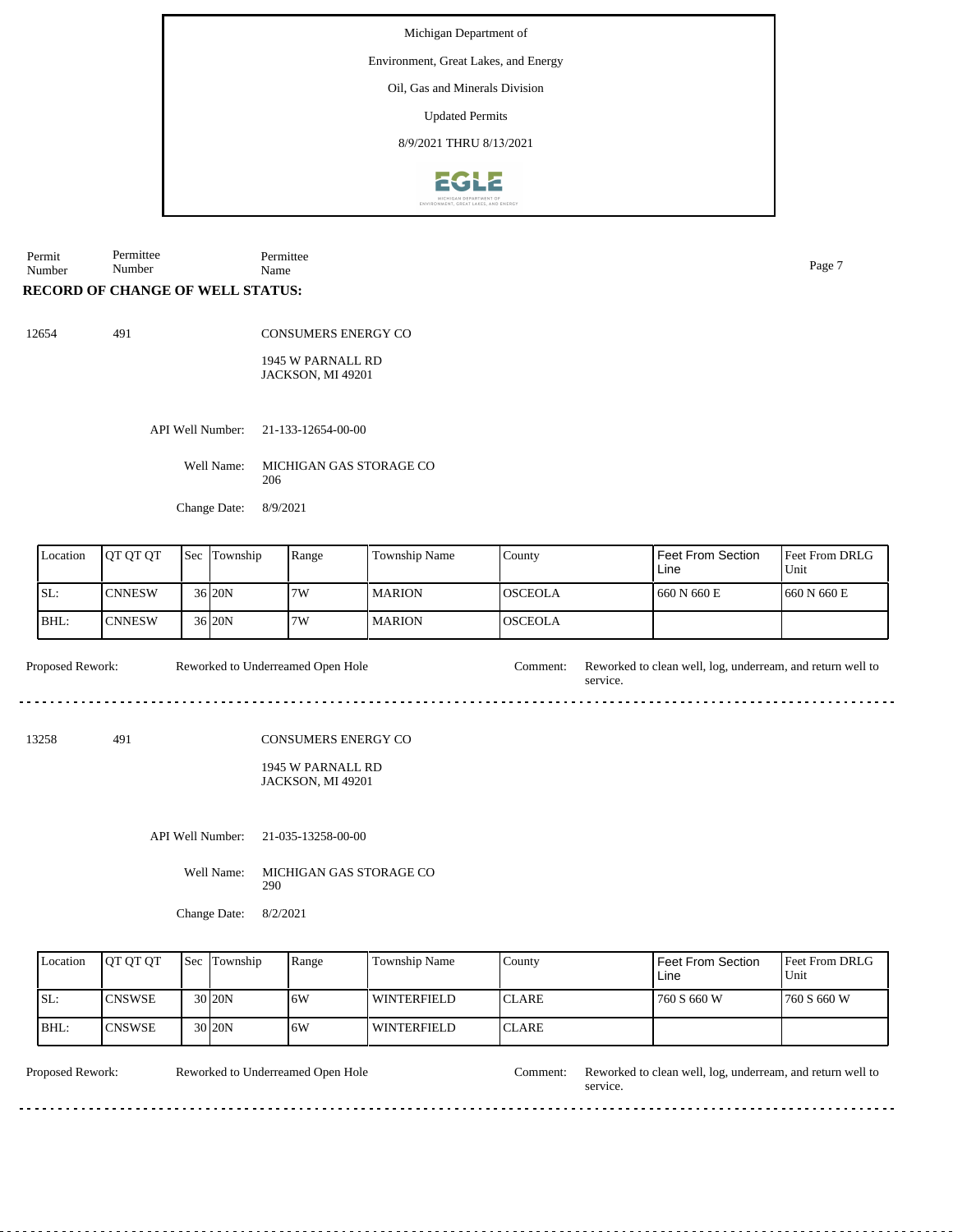Michigan Department of

Environment, Great Lakes, and Energy

Oil, Gas and Minerals Division

Updated Permits

8/9/2021 THRU 8/13/2021

| Permit Number | Permittee Number | Permittee Name |
|---|---|---|

## RECORD OF CHANGE OF WELL STATUS:

12654 491 CONSUMERS ENERGY CO

1945 W PARNALL RD
JACKSON, MI 49201

API Well Number: 21-133-12654-00-00

Well Name: MICHIGAN GAS STORAGE CO 206

Change Date: 8/9/2021

| Location | QT QT QT | Sec | Township | Range | Township Name | County | Feet From Section Line | Feet From DRLG Unit |
|---|---|---|---|---|---|---|---|---|
| SL: | CNNESW | 36 | 20N | 7W | MARION | OSCEOLA | 660 N 660 E | 660 N 660 E |
| BHL: | CNNESW | 36 | 20N | 7W | MARION | OSCEOLA | | |

Proposed Rework: Reworked to Underreamed Open Hole

Comment: Reworked to clean well, log, underream, and return well to service.

---

13258 491 CONSUMERS ENERGY CO

1945 W PARNALL RD
JACKSON, MI 49201

API Well Number: 21-035-13258-00-00

Well Name: MICHIGAN GAS STORAGE CO 290

Change Date: 8/2/2021

| Location | QT QT QT | Sec | Township | Range | Township Name | County | Feet From Section Line | Feet From DRLG Unit |
|---|---|---|---|---|---|---|---|---|
| SL: | CNSWSE | 30 | 20N | 6W | WINTERFIELD | CLARE | 760 S 660 W | 760 S 660 W |
| BHL: | CNSWSE | 30 | 20N | 6W | WINTERFIELD | CLARE | | |

Proposed Rework: Reworked to Underreamed Open Hole

Comment: Reworked to clean well, log, underream, and return well to service.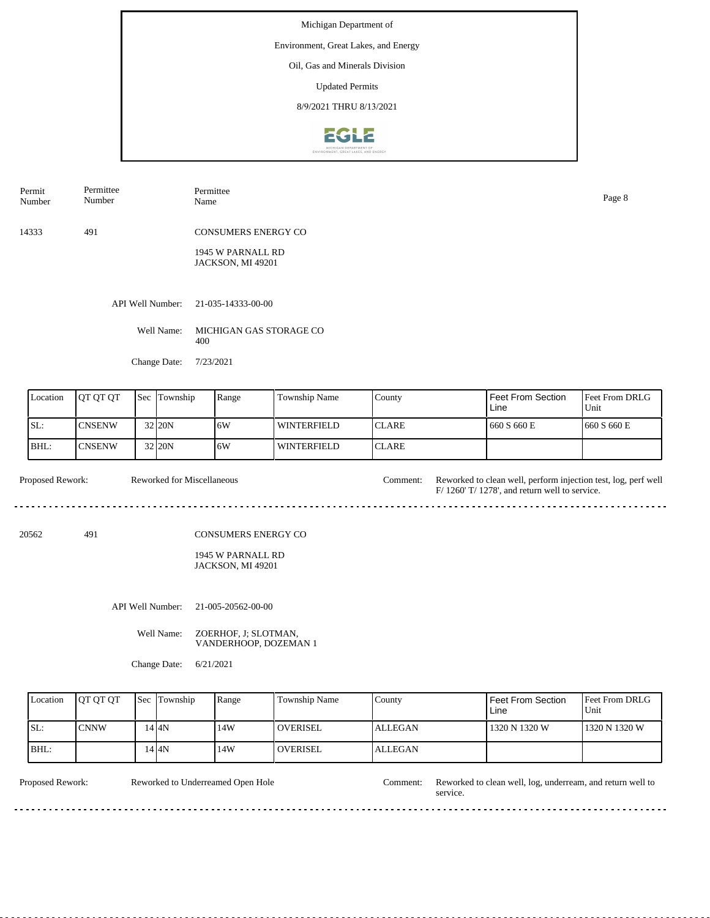Michigan Department of
Environment, Great Lakes, and Energy
Oil, Gas and Minerals Division
Updated Permits
8/9/2021 THRU 8/13/2021

| Permit Number | Permittee Number | Permittee Name |
|---|---|---|
| 14333 | 491 | CONSUMERS ENERGY CO<br>1945 W PARNALL RD<br>JACKSON, MI 49201 |

API Well Number: 21-035-14333-00-00

Well Name: MICHIGAN GAS STORAGE CO 400

Change Date: 7/23/2021

| Location | QT QT QT | Sec | Township | Range | Township Name | County | Feet From Section Line | Feet From DRLG Unit |
|---|---|---|---|---|---|---|---|---|
| SL: | CNSENW | 32 | 20N | 6W | WINTERFIELD | CLARE | 660 S 660 E | 660 S 660 E |
| BHL: | CNSENW | 32 | 20N | 6W | WINTERFIELD | CLARE | | |

Proposed Rework: Reworked for Miscellaneous

Comment: Reworked to clean well, perform injection test, log, perf well F/ 1260' T/ 1278', and return well to service.

---

| Permit Number | Permittee Number | Permittee Name |
|---|---|---|
| 20562 | 491 | CONSUMERS ENERGY CO<br>1945 W PARNALL RD<br>JACKSON, MI 49201 |

API Well Number: 21-005-20562-00-00

Well Name: ZOERHOF, J; SLOTMAN, VANDERHOOP, DOZEMAN 1

Change Date: 6/21/2021

| Location | QT QT QT | Sec | Township | Range | Township Name | County | Feet From Section Line | Feet From DRLG Unit |
|---|---|---|---|---|---|---|---|---|
| SL: | CNNW | 14 | 4N | 14W | OVERISEL | ALLEGAN | 1320 N 1320 W | 1320 N 1320 W |
| BHL: | | 14 | 4N | 14W | OVERISEL | ALLEGAN | | |

Proposed Rework: Reworked to Underreamed Open Hole

Comment: Reworked to clean well, log, underream, and return well to service.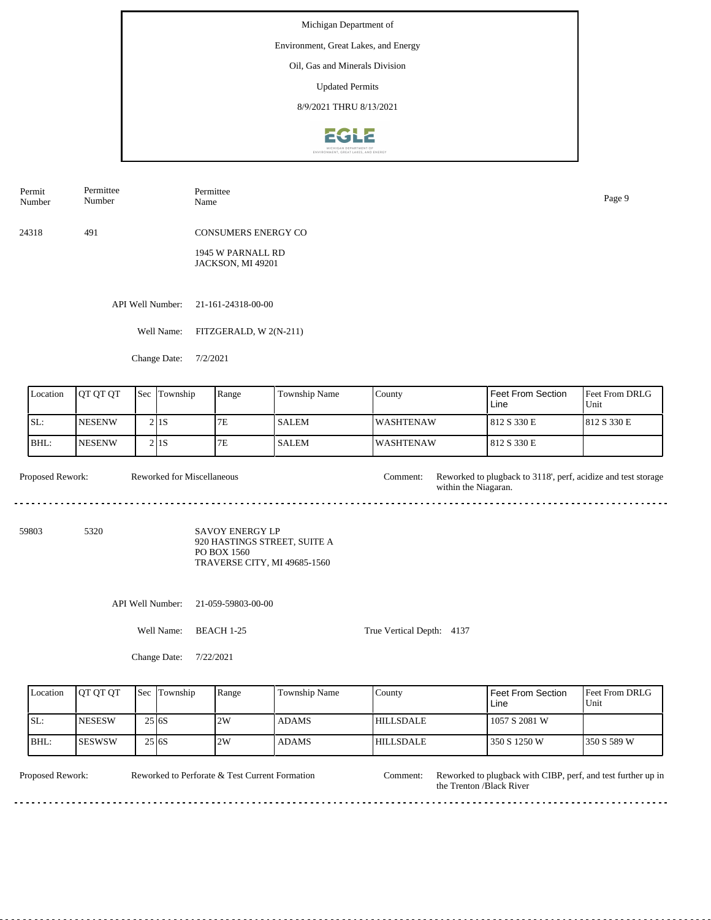Michigan Department of

Environment, Great Lakes, and Energy

Oil, Gas and Minerals Division

Updated Permits

8/9/2021 THRU 8/13/2021

| Permit Number | Permittee Number | Permittee Name |
|---|---|---|
| 24318 | 491 | CONSUMERS ENERGY CO<br>1945 W PARNALL RD<br>JACKSON, MI 49201 |

API Well Number: 21-161-24318-00-00

Well Name: FITZGERALD, W 2(N-211)

Change Date: 7/2/2021

| Location | QT QT QT | Sec | Township | Range | Township Name | County | Feet From Section Line | Feet From DRLG Unit |
|---|---|---|---|---|---|---|---|---|
| SL: | NESENW | 2 | 1S | 7E | SALEM | WASHTENAW | 812 S 330 E | 812 S 330 E |
| BHL: | NESENW | 2 | 1S | 7E | SALEM | WASHTENAW | 812 S 330 E | |

Proposed Rework: Reworked for Miscellaneous

Comment: Reworked to plugback to 3118', perf, acidize and test storage within the Niagaran.

---

| Permit Number | Permittee Number | Permittee Name |
|---|---|---|
| 59803 | 5320 | SAVOY ENERGY LP<br>920 HASTINGS STREET, SUITE A<br>PO BOX 1560<br>TRAVERSE CITY, MI 49685-1560 |

API Well Number: 21-059-59803-00-00

Well Name: BEACH 1-25

True Vertical Depth: 4137

Change Date: 7/22/2021

| Location | QT QT QT | Sec | Township | Range | Township Name | County | Feet From Section Line | Feet From DRLG Unit |
|---|---|---|---|---|---|---|---|---|
| SL: | NESESW | 25 | 6S | 2W | ADAMS | HILLSDALE | 1057 S 2081 W | |
| BHL: | SESWSW | 25 | 6S | 2W | ADAMS | HILLSDALE | 350 S 1250 W | 350 S 589 W |

Proposed Rework: Reworked to Perforate & Test Current Formation

Comment: Reworked to plugback with CIBP, perf, and test further up in the Trenton /Black River